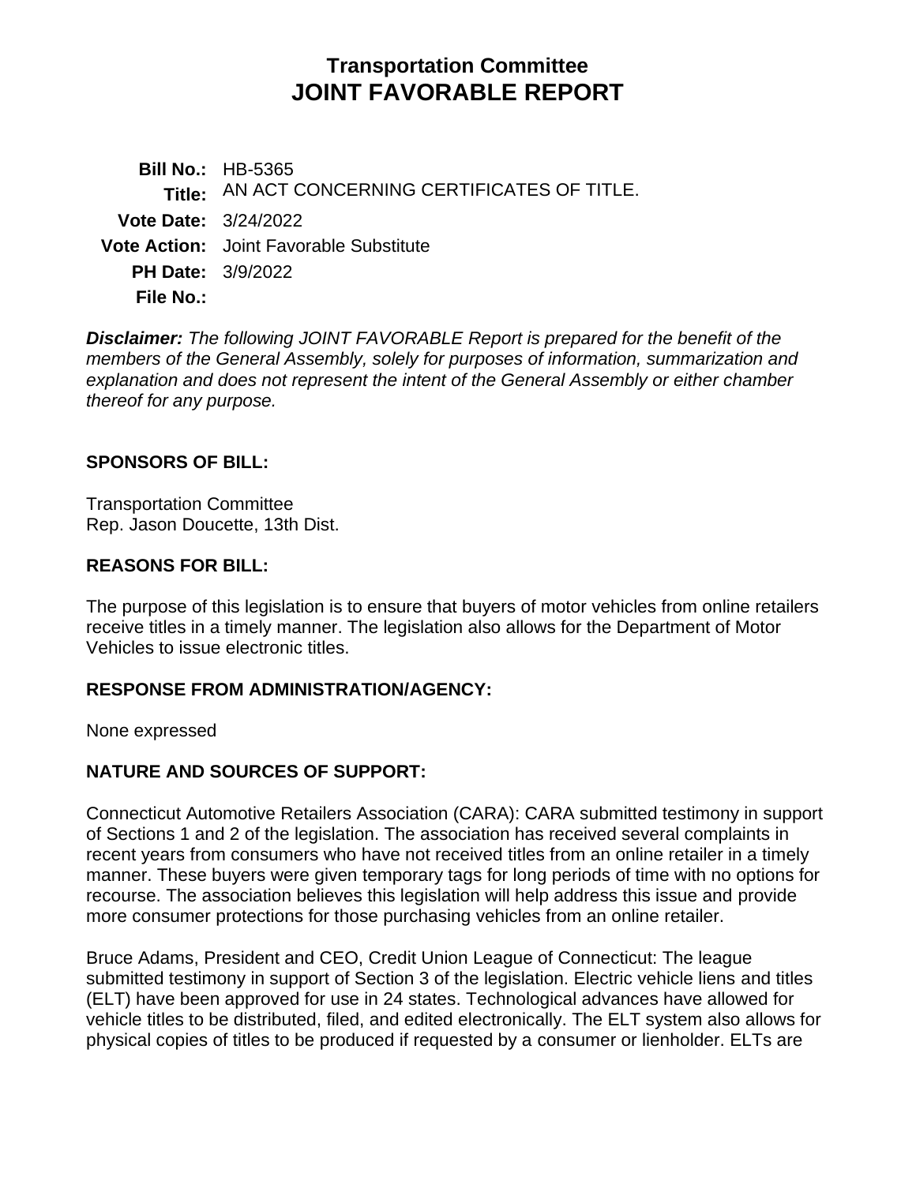# Transportation Committee
# JOINT FAVORABLE REPORT

**Bill No.:** HB-5365
**Title:** AN ACT CONCERNING CERTIFICATES OF TITLE.
**Vote Date:** 3/24/2022
**Vote Action:** Joint Favorable Substitute
**PH Date:** 3/9/2022
**File No.:**

***Disclaimer:*** *The following JOINT FAVORABLE Report is prepared for the benefit of the members of the General Assembly, solely for purposes of information, summarization and explanation and does not represent the intent of the General Assembly or either chamber thereof for any purpose.*

**SPONSORS OF BILL:**

Transportation Committee
Rep. Jason Doucette, 13th Dist.

**REASONS FOR BILL:**

The purpose of this legislation is to ensure that buyers of motor vehicles from online retailers receive titles in a timely manner. The legislation also allows for the Department of Motor Vehicles to issue electronic titles.

**RESPONSE FROM ADMINISTRATION/AGENCY:**

None expressed

**NATURE AND SOURCES OF SUPPORT:**

Connecticut Automotive Retailers Association (CARA): CARA submitted testimony in support of Sections 1 and 2 of the legislation. The association has received several complaints in recent years from consumers who have not received titles from an online retailer in a timely manner. These buyers were given temporary tags for long periods of time with no options for recourse. The association believes this legislation will help address this issue and provide more consumer protections for those purchasing vehicles from an online retailer.

Bruce Adams, President and CEO, Credit Union League of Connecticut: The league submitted testimony in support of Section 3 of the legislation. Electric vehicle liens and titles (ELT) have been approved for use in 24 states. Technological advances have allowed for vehicle titles to be distributed, filed, and edited electronically. The ELT system also allows for physical copies of titles to be produced if requested by a consumer or lienholder. ELTs are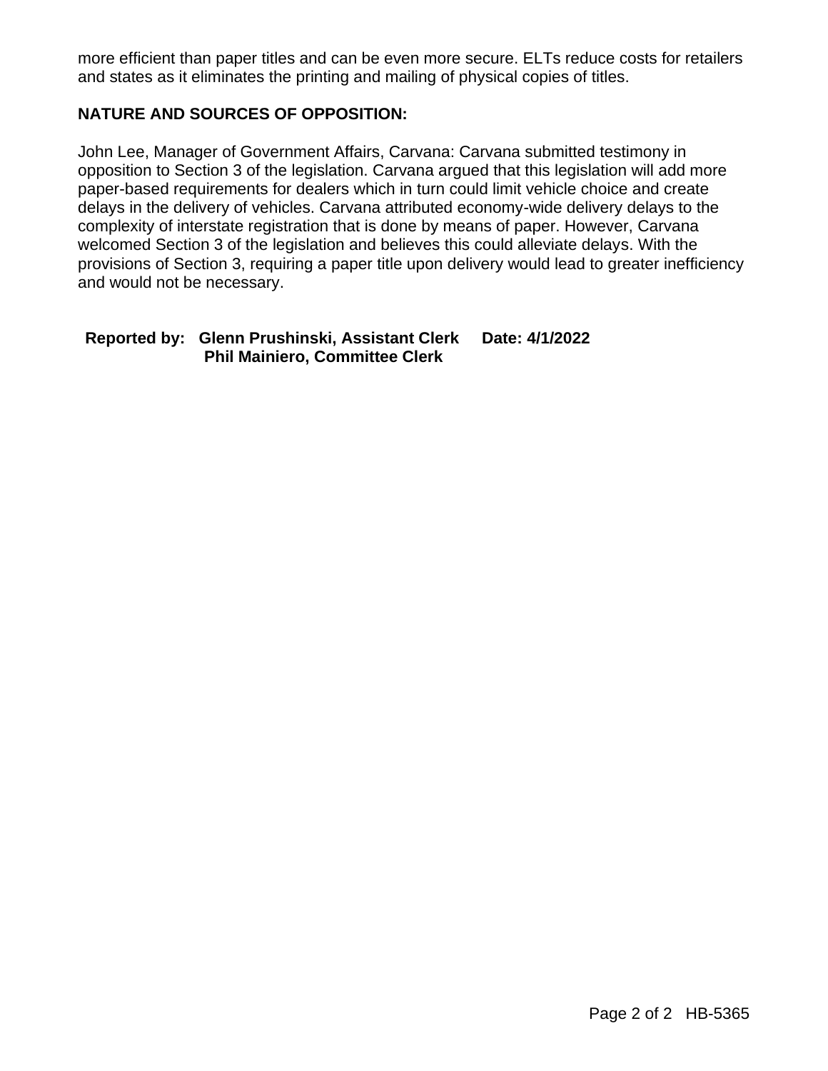more efficient than paper titles and can be even more secure. ELTs reduce costs for retailers and states as it eliminates the printing and mailing of physical copies of titles.

## NATURE AND SOURCES OF OPPOSITION:

John Lee, Manager of Government Affairs, Carvana: Carvana submitted testimony in opposition to Section 3 of the legislation. Carvana argued that this legislation will add more paper-based requirements for dealers which in turn could limit vehicle choice and create delays in the delivery of vehicles. Carvana attributed economy-wide delivery delays to the complexity of interstate registration that is done by means of paper. However, Carvana welcomed Section 3 of the legislation and believes this could alleviate delays. With the provisions of Section 3, requiring a paper title upon delivery would lead to greater inefficiency and would not be necessary.

**Reported by: Glenn Prushinski, Assistant Clerk Date: 4/1/2022**
**Phil Mainiero, Committee Clerk**